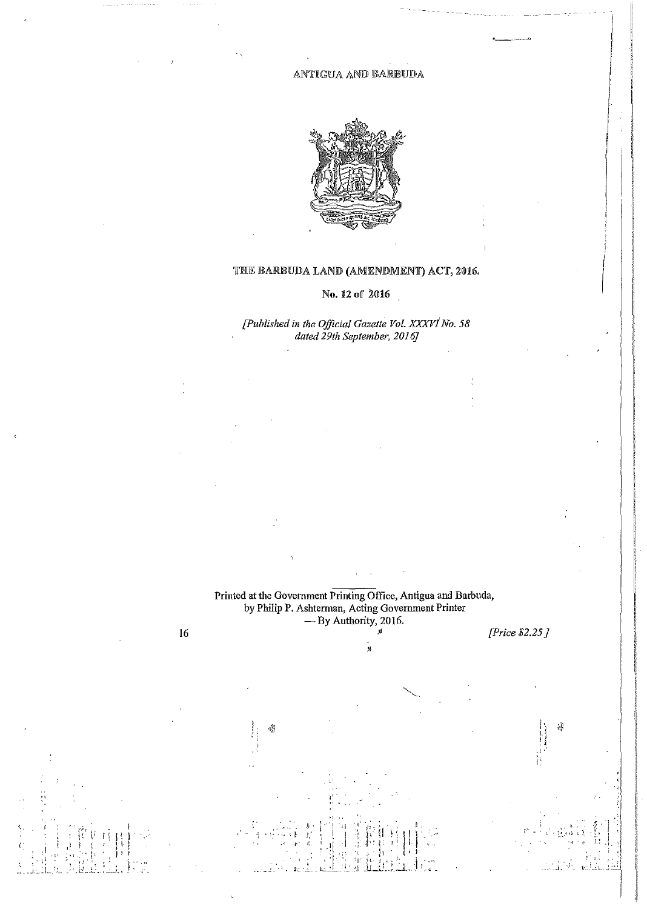ANTIGUA AND BARBUDA

# THE BARBUDA LAND (AMENDMENT) ACT, 2016.

**No. 12 of 2016**

*[Published in the Official Gazette Vol. XXXVI No. 58 dated 29th September, 2016]*

Printed at the Government Printing Office, Antigua and Barbuda, by Philip P. Ashterman, Acting Government Printer — By Authority, 2016.

16 *[Price $2.25]*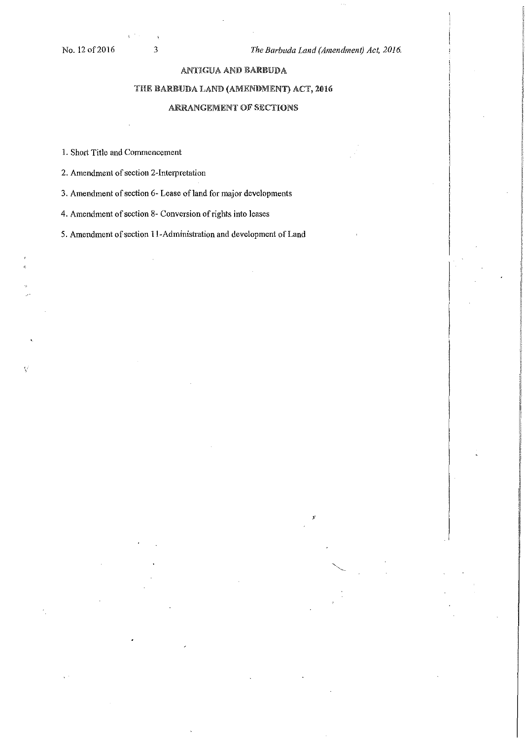# ANTIGUA AND BARBUDA

## THE BARBUDA LAND (AMENDMENT) ACT, 2016

### ARRANGEMENT OF SECTIONS

1. Short Title and Commencement

2. Amendment of section 2-Interpretation

3. Amendment of section 6- Lease of land for major developments

4. Amendment of section 8- Conversion of rights into leases

5. Amendment of section 11-Administration and development of Land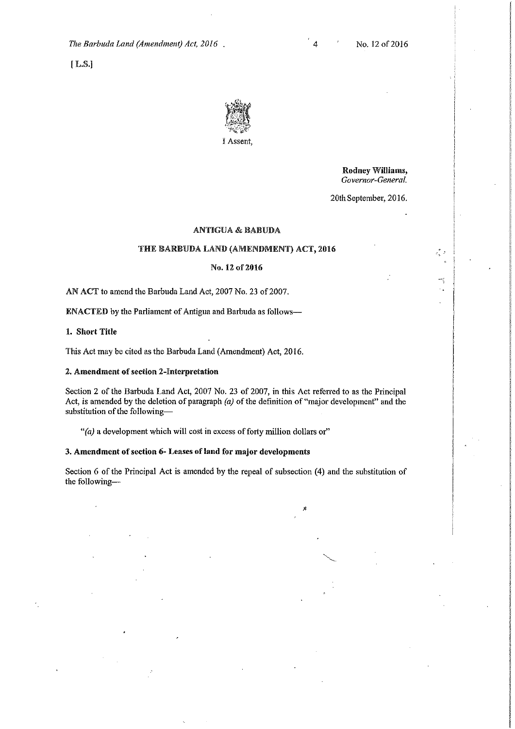[ L.S.]

I Assent,

**Rodney Williams,**
*Governor-General.*

20th September, 2016.

**ANTIGUA & BABUDA**

**THE BARBUDA LAND (AMENDMENT) ACT, 2016**

**No. 12 of 2016**

AN ACT to amend the Barbuda Land Act, 2007 No. 23 of 2007.

**ENACTED** by the Parliament of Antigua and Barbuda as follows—

**1. Short Title**

This Act may be cited as the Barbuda Land (Amendment) Act, 2016.

**2. Amendment of section 2-Interpretation**

Section 2 of the Barbuda Land Act, 2007 No. 23 of 2007, in this Act referred to as the Principal Act, is amended by the deletion of paragraph *(a)* of the definition of "major development" and the substitution of the following—

"*(a)* a development which will cost in excess of forty million dollars or"

**3. Amendment of section 6- Leases of land for major developments**

Section 6 of the Principal Act is amended by the repeal of subsection (4) and the substitution of the following—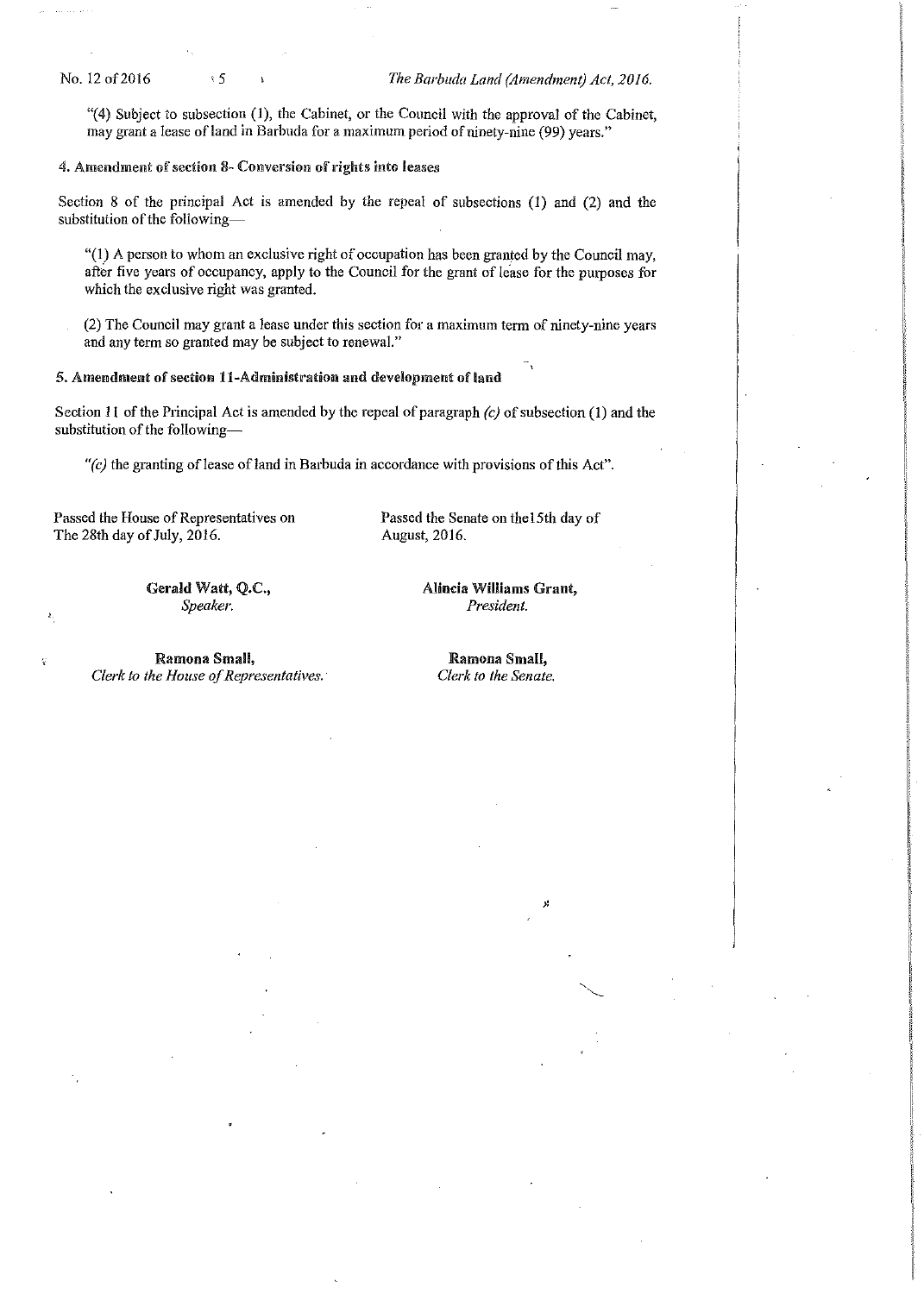"(4) Subject to subsection (1), the Cabinet, or the Council with the approval of the Cabinet, may grant a lease of land in Barbuda for a maximum period of ninety-nine (99) years."

**4. Amendment of section 8- Conversion of rights into leases**

Section 8 of the principal Act is amended by the repeal of subsections (1) and (2) and the substitution of the following—

"(1) A person to whom an exclusive right of occupation has been granted by the Council may, after five years of occupancy, apply to the Council for the grant of lease for the purposes for which the exclusive right was granted.

(2) The Council may grant a lease under this section for a maximum term of ninety-nine years and any term so granted may be subject to renewal."

**5. Amendment of section 11-Administration and development of land**

Section 11 of the Principal Act is amended by the repeal of paragraph *(c)* of subsection (1) and the substitution of the following—

*"(c)* the granting of lease of land in Barbuda in accordance with provisions of this Act".

Passed the House of Representatives on The 28th day of July, 2016.

Passed the Senate on the15th day of August, 2016.

**Gerald Watt, Q.C.,**
*Speaker.*

**Alincia Williams Grant,**
*President.*

**Ramona Small,**
*Clerk to the House of Representatives.*

**Ramona Small,**
*Clerk to the Senate.*